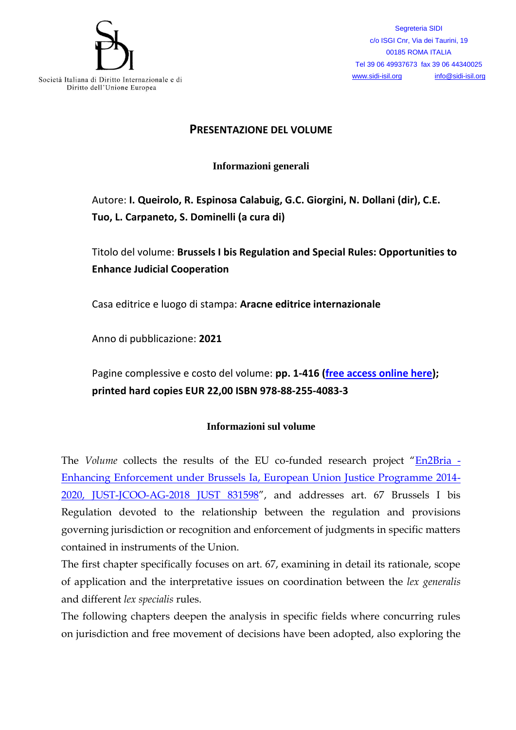Società Italiana di Diritto Internazionale e di Diritto dell'Unione Europea

Segreteria SIDI
c/o ISGI Cnr, Via dei Taurini, 19
00185 ROMA ITALIA
Tel 39 06 49937673 fax 39 06 44340025
www.sidi-isil.org info@sidi-isil.org

## PRESENTAZIONE DEL VOLUME

### Informazioni generali

Autore: **I. Queirolo, R. Espinosa Calabuig, G.C. Giorgini, N. Dollani (dir), C.E. Tuo, L. Carpaneto, S. Dominelli (a cura di)**

Titolo del volume: **Brussels I bis Regulation and Special Rules: Opportunities to Enhance Judicial Cooperation**

Casa editrice e luogo di stampa: **Aracne editrice internazionale**

Anno di pubblicazione: **2021**

Pagine complessive e costo del volume: **pp. 1-416 (free access online here); printed hard copies EUR 22,00 ISBN 978-88-255-4083-3**

### Informazioni sul volume

The *Volume* collects the results of the EU co-funded research project "En2Bria - Enhancing Enforcement under Brussels Ia, European Union Justice Programme 2014-2020, JUST-JCOO-AG-2018 JUST 831598", and addresses art. 67 Brussels I bis Regulation devoted to the relationship between the regulation and provisions governing jurisdiction or recognition and enforcement of judgments in specific matters contained in instruments of the Union.

The first chapter specifically focuses on art. 67, examining in detail its rationale, scope of application and the interpretative issues on coordination between the *lex generalis* and different *lex specialis* rules.

The following chapters deepen the analysis in specific fields where concurring rules on jurisdiction and free movement of decisions have been adopted, also exploring the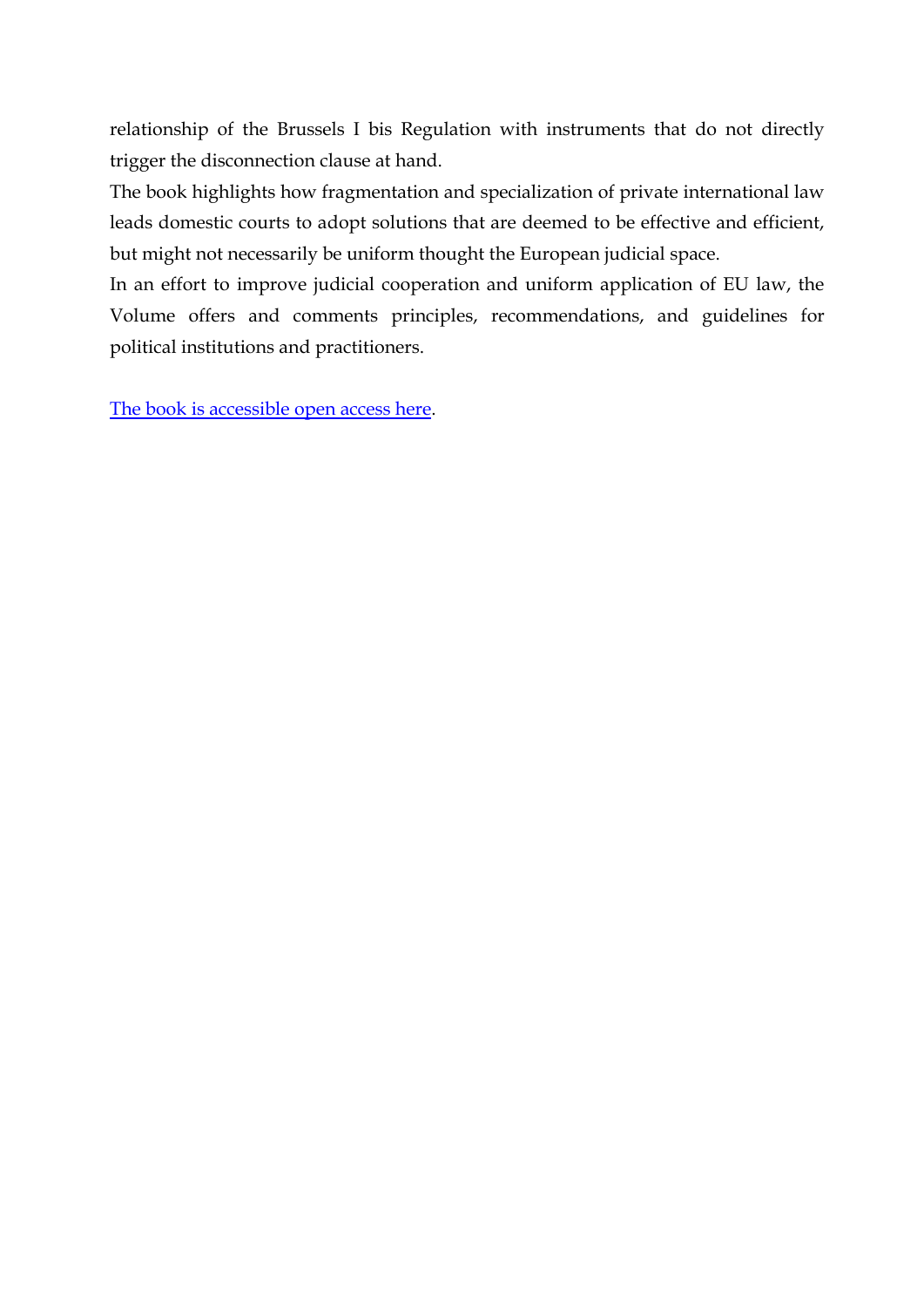relationship of the Brussels I bis Regulation with instruments that do not directly trigger the disconnection clause at hand.

The book highlights how fragmentation and specialization of private international law leads domestic courts to adopt solutions that are deemed to be effective and efficient, but might not necessarily be uniform thought the European judicial space.

In an effort to improve judicial cooperation and uniform application of EU law, the Volume offers and comments principles, recommendations, and guidelines for political institutions and practitioners.

The book is accessible open access here.